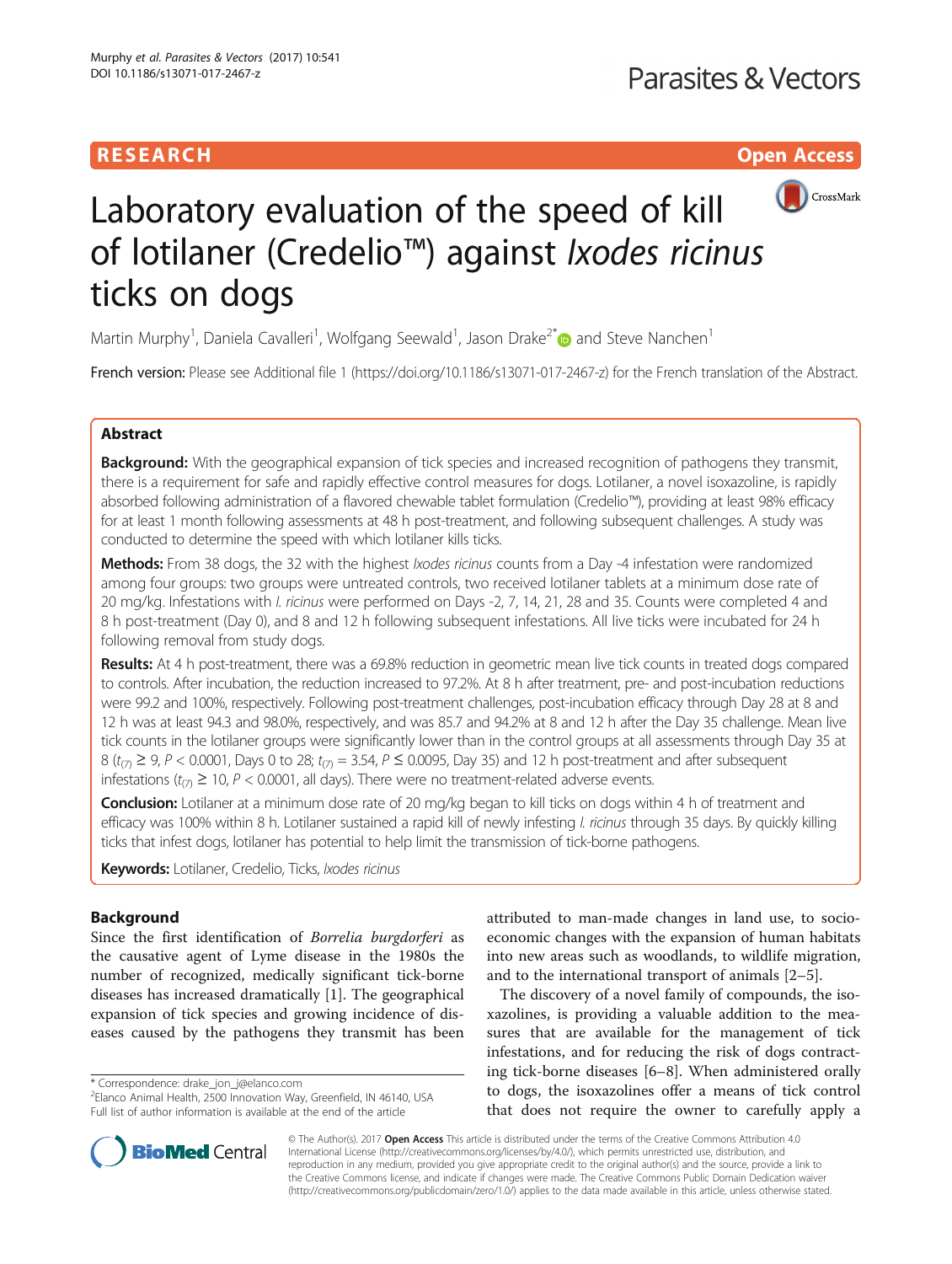**RESEARCH** **Open Access**

# Laboratory evaluation of the speed of kill of lotilaner (Credelio™) against *Ixodes ricinus* ticks on dogs

Martin Murphy[1], Daniela Cavalleri[1], Wolfgang Seewald[1], Jason Drake[2*] and Steve Nanchen[1]

French version: Please see Additional file 1 (https://doi.org/10.1186/s13071-017-2467-z) for the French translation of the Abstract.

## Abstract

**Background:** With the geographical expansion of tick species and increased recognition of pathogens they transmit, there is a requirement for safe and rapidly effective control measures for dogs. Lotilaner, a novel isoxazoline, is rapidly absorbed following administration of a flavored chewable tablet formulation (Credelio™), providing at least 98% efficacy for at least 1 month following assessments at 48 h post-treatment, and following subsequent challenges. A study was conducted to determine the speed with which lotilaner kills ticks.

**Methods:** From 38 dogs, the 32 with the highest *Ixodes ricinus* counts from a Day -4 infestation were randomized among four groups: two groups were untreated controls, two received lotilaner tablets at a minimum dose rate of 20 mg/kg. Infestations with *I. ricinus* were performed on Days -2, 7, 14, 21, 28 and 35. Counts were completed 4 and 8 h post-treatment (Day 0), and 8 and 12 h following subsequent infestations. All live ticks were incubated for 24 h following removal from study dogs.

**Results:** At 4 h post-treatment, there was a 69.8% reduction in geometric mean live tick counts in treated dogs compared to controls. After incubation, the reduction increased to 97.2%. At 8 h after treatment, pre- and post-incubation reductions were 99.2 and 100%, respectively. Following post-treatment challenges, post-incubation efficacy through Day 28 at 8 and 12 h was at least 94.3 and 98.0%, respectively, and was 85.7 and 94.2% at 8 and 12 h after the Day 35 challenge. Mean live tick counts in the lotilaner groups were significantly lower than in the control groups at all assessments through Day 35 at 8 ($t_{(7)} \geq 9$, $P < 0.0001$, Days 0 to 28; $t_{(7)} = 3.54$, $P \leq 0.0095$, Day 35) and 12 h post-treatment and after subsequent infestations ($t_{(7)} \geq 10$, $P < 0.0001$, all days). There were no treatment-related adverse events.

**Conclusion:** Lotilaner at a minimum dose rate of 20 mg/kg began to kill ticks on dogs within 4 h of treatment and efficacy was 100% within 8 h. Lotilaner sustained a rapid kill of newly infesting *I. ricinus* through 35 days. By quickly killing ticks that infest dogs, lotilaner has potential to help limit the transmission of tick-borne pathogens.

**Keywords:** Lotilaner, Credelio, Ticks, *Ixodes ricinus*

## Background

Since the first identification of *Borrelia burgdorferi* as the causative agent of Lyme disease in the 1980s the number of recognized, medically significant tick-borne diseases has increased dramatically [1]. The geographical expansion of tick species and growing incidence of diseases caused by the pathogens they transmit has been attributed to man-made changes in land use, to socio-economic changes with the expansion of human habitats into new areas such as woodlands, to wildlife migration, and to the international transport of animals [2–5].

The discovery of a novel family of compounds, the isoxazolines, is providing a valuable addition to the measures that are available for the management of tick infestations, and for reducing the risk of dogs contracting tick-borne diseases [6–8]. When administered orally to dogs, the isoxazolines offer a means of tick control that does not require the owner to carefully apply a

\* Correspondence: drake_jon_j@elanco.com
[2]Elanco Animal Health, 2500 Innovation Way, Greenfield, IN 46140, USA
Full list of author information is available at the end of the article

© The Author(s). 2017 **Open Access** This article is distributed under the terms of the Creative Commons Attribution 4.0 International License (http://creativecommons.org/licenses/by/4.0/), which permits unrestricted use, distribution, and reproduction in any medium, provided you give appropriate credit to the original author(s) and the source, provide a link to the Creative Commons license, and indicate if changes were made. The Creative Commons Public Domain Dedication waiver (http://creativecommons.org/publicdomain/zero/1.0/) applies to the data made available in this article, unless otherwise stated.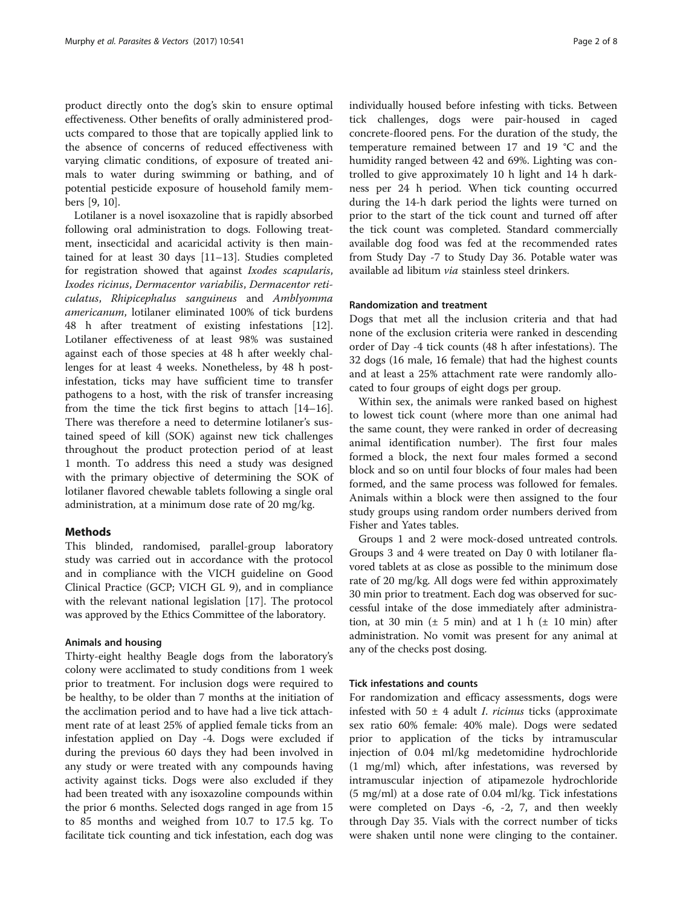product directly onto the dog's skin to ensure optimal effectiveness. Other benefits of orally administered products compared to those that are topically applied link to the absence of concerns of reduced effectiveness with varying climatic conditions, of exposure of treated animals to water during swimming or bathing, and of potential pesticide exposure of household family members [9, 10].

Lotilaner is a novel isoxazoline that is rapidly absorbed following oral administration to dogs. Following treatment, insecticidal and acaricidal activity is then maintained for at least 30 days [11–13]. Studies completed for registration showed that against *Ixodes scapularis*, *Ixodes ricinus*, *Dermacentor variabilis*, *Dermacentor reticulatus*, *Rhipicephalus sanguineus* and *Amblyomma americanum*, lotilaner eliminated 100% of tick burdens 48 h after treatment of existing infestations [12]. Lotilaner effectiveness of at least 98% was sustained against each of those species at 48 h after weekly challenges for at least 4 weeks. Nonetheless, by 48 h post-infestation, ticks may have sufficient time to transfer pathogens to a host, with the risk of transfer increasing from the time the tick first begins to attach [14–16]. There was therefore a need to determine lotilaner's sustained speed of kill (SOK) against new tick challenges throughout the product protection period of at least 1 month. To address this need a study was designed with the primary objective of determining the SOK of lotilaner flavored chewable tablets following a single oral administration, at a minimum dose rate of 20 mg/kg.

## Methods

This blinded, randomised, parallel-group laboratory study was carried out in accordance with the protocol and in compliance with the VICH guideline on Good Clinical Practice (GCP; VICH GL 9), and in compliance with the relevant national legislation [17]. The protocol was approved by the Ethics Committee of the laboratory.

### Animals and housing

Thirty-eight healthy Beagle dogs from the laboratory's colony were acclimated to study conditions from 1 week prior to treatment. For inclusion dogs were required to be healthy, to be older than 7 months at the initiation of the acclimation period and to have had a live tick attachment rate of at least 25% of applied female ticks from an infestation applied on Day -4. Dogs were excluded if during the previous 60 days they had been involved in any study or were treated with any compounds having activity against ticks. Dogs were also excluded if they had been treated with any isoxazoline compounds within the prior 6 months. Selected dogs ranged in age from 15 to 85 months and weighed from 10.7 to 17.5 kg. To facilitate tick counting and tick infestation, each dog was individually housed before infesting with ticks. Between tick challenges, dogs were pair-housed in caged concrete-floored pens. For the duration of the study, the temperature remained between 17 and 19 °C and the humidity ranged between 42 and 69%. Lighting was controlled to give approximately 10 h light and 14 h darkness per 24 h period. When tick counting occurred during the 14-h dark period the lights were turned on prior to the start of the tick count and turned off after the tick count was completed. Standard commercially available dog food was fed at the recommended rates from Study Day -7 to Study Day 36. Potable water was available ad libitum *via* stainless steel drinkers.

### Randomization and treatment

Dogs that met all the inclusion criteria and that had none of the exclusion criteria were ranked in descending order of Day -4 tick counts (48 h after infestations). The 32 dogs (16 male, 16 female) that had the highest counts and at least a 25% attachment rate were randomly allocated to four groups of eight dogs per group.

Within sex, the animals were ranked based on highest to lowest tick count (where more than one animal had the same count, they were ranked in order of decreasing animal identification number). The first four males formed a block, the next four males formed a second block and so on until four blocks of four males had been formed, and the same process was followed for females. Animals within a block were then assigned to the four study groups using random order numbers derived from Fisher and Yates tables.

Groups 1 and 2 were mock-dosed untreated controls. Groups 3 and 4 were treated on Day 0 with lotilaner flavored tablets at as close as possible to the minimum dose rate of 20 mg/kg. All dogs were fed within approximately 30 min prior to treatment. Each dog was observed for successful intake of the dose immediately after administration, at 30 min (± 5 min) and at 1 h (± 10 min) after administration. No vomit was present for any animal at any of the checks post dosing.

### Tick infestations and counts

For randomization and efficacy assessments, dogs were infested with 50 ± 4 adult *I. ricinus* ticks (approximate sex ratio 60% female: 40% male). Dogs were sedated prior to application of the ticks by intramuscular injection of 0.04 ml/kg medetomidine hydrochloride (1 mg/ml) which, after infestations, was reversed by intramuscular injection of atipamezole hydrochloride (5 mg/ml) at a dose rate of 0.04 ml/kg. Tick infestations were completed on Days -6, -2, 7, and then weekly through Day 35. Vials with the correct number of ticks were shaken until none were clinging to the container.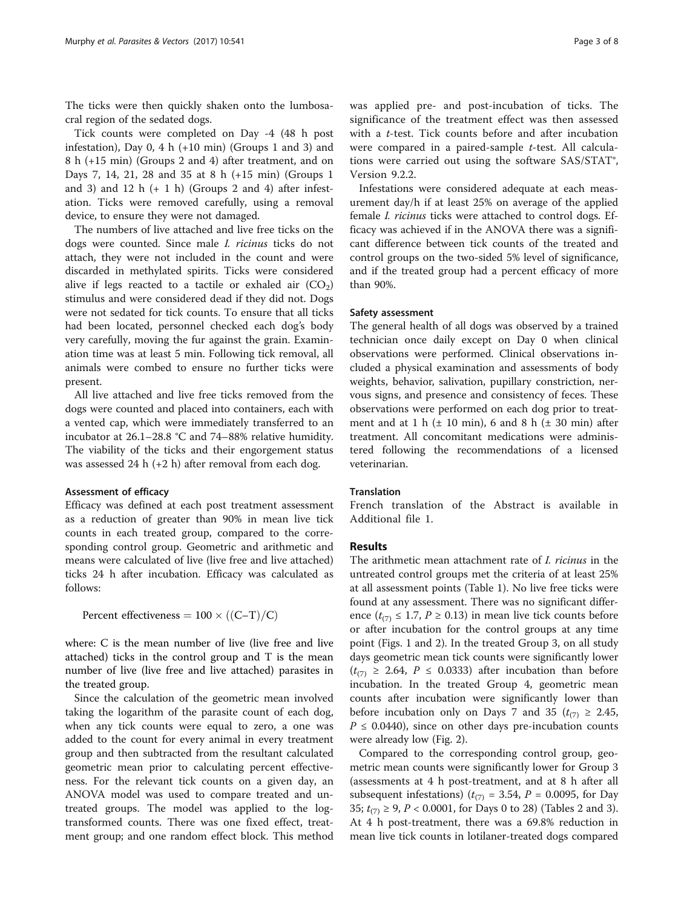The ticks were then quickly shaken onto the lumbosacral region of the sedated dogs.

Tick counts were completed on Day -4 (48 h post infestation), Day 0, 4 h (+10 min) (Groups 1 and 3) and 8 h (+15 min) (Groups 2 and 4) after treatment, and on Days 7, 14, 21, 28 and 35 at 8 h (+15 min) (Groups 1 and 3) and 12 h (+ 1 h) (Groups 2 and 4) after infestation. Ticks were removed carefully, using a removal device, to ensure they were not damaged.

The numbers of live attached and live free ticks on the dogs were counted. Since male *I. ricinus* ticks do not attach, they were not included in the count and were discarded in methylated spirits. Ticks were considered alive if legs reacted to a tactile or exhaled air ($CO_2$) stimulus and were considered dead if they did not. Dogs were not sedated for tick counts. To ensure that all ticks had been located, personnel checked each dog's body very carefully, moving the fur against the grain. Examination time was at least 5 min. Following tick removal, all animals were combed to ensure no further ticks were present.

All live attached and live free ticks removed from the dogs were counted and placed into containers, each with a vented cap, which were immediately transferred to an incubator at 26.1–28.8 °C and 74–88% relative humidity. The viability of the ticks and their engorgement status was assessed 24 h (+2 h) after removal from each dog.

#### Assessment of efficacy

Efficacy was defined at each post treatment assessment as a reduction of greater than 90% in mean live tick counts in each treated group, compared to the corresponding control group. Geometric and arithmetic and means were calculated of live (live free and live attached) ticks 24 h after incubation. Efficacy was calculated as follows:

$$\text{Percent effectiveness} = 100 \times ((\text{C}-\text{T})/\text{C})$$

where: C is the mean number of live (live free and live attached) ticks in the control group and T is the mean number of live (live free and live attached) parasites in the treated group.

Since the calculation of the geometric mean involved taking the logarithm of the parasite count of each dog, when any tick counts were equal to zero, a one was added to the count for every animal in every treatment group and then subtracted from the resultant calculated geometric mean prior to calculating percent effectiveness. For the relevant tick counts on a given day, an ANOVA model was used to compare treated and untreated groups. The model was applied to the log-transformed counts. There was one fixed effect, treatment group; and one random effect block. This method was applied pre- and post-incubation of ticks. The significance of the treatment effect was then assessed with a *t*-test. Tick counts before and after incubation were compared in a paired-sample *t*-test. All calculations were carried out using the software SAS/STAT®, Version 9.2.2.

Infestations were considered adequate at each measurement day/h if at least 25% on average of the applied female *I. ricinus* ticks were attached to control dogs. Efficacy was achieved if in the ANOVA there was a significant difference between tick counts of the treated and control groups on the two-sided 5% level of significance, and if the treated group had a percent efficacy of more than 90%.

#### Safety assessment

The general health of all dogs was observed by a trained technician once daily except on Day 0 when clinical observations were performed. Clinical observations included a physical examination and assessments of body weights, behavior, salivation, pupillary constriction, nervous signs, and presence and consistency of feces. These observations were performed on each dog prior to treatment and at 1 h (± 10 min), 6 and 8 h (± 30 min) after treatment. All concomitant medications were administered following the recommendations of a licensed veterinarian.

#### Translation

French translation of the Abstract is available in Additional file 1.

## Results

The arithmetic mean attachment rate of *I. ricinus* in the untreated control groups met the criteria of at least 25% at all assessment points (Table 1). No live free ticks were found at any assessment. There was no significant difference ($t_{(7)} \leq 1.7$, $P \geq 0.13$) in mean live tick counts before or after incubation for the control groups at any time point (Figs. 1 and 2). In the treated Group 3, on all study days geometric mean tick counts were significantly lower ($t_{(7)} \geq 2.64$, $P \leq 0.0333$) after incubation than before incubation. In the treated Group 4, geometric mean counts after incubation were significantly lower than before incubation only on Days 7 and 35 ($t_{(7)} \geq 2.45$, $P \leq 0.0440$), since on other days pre-incubation counts were already low (Fig. 2).

Compared to the corresponding control group, geometric mean counts were significantly lower for Group 3 (assessments at 4 h post-treatment, and at 8 h after all subsequent infestations) ($t_{(7)} = 3.54$, $P = 0.0095$, for Day 35; $t_{(7)} \geq 9$, $P < 0.0001$, for Days 0 to 28) (Tables 2 and 3). At 4 h post-treatment, there was a 69.8% reduction in mean live tick counts in lotilaner-treated dogs compared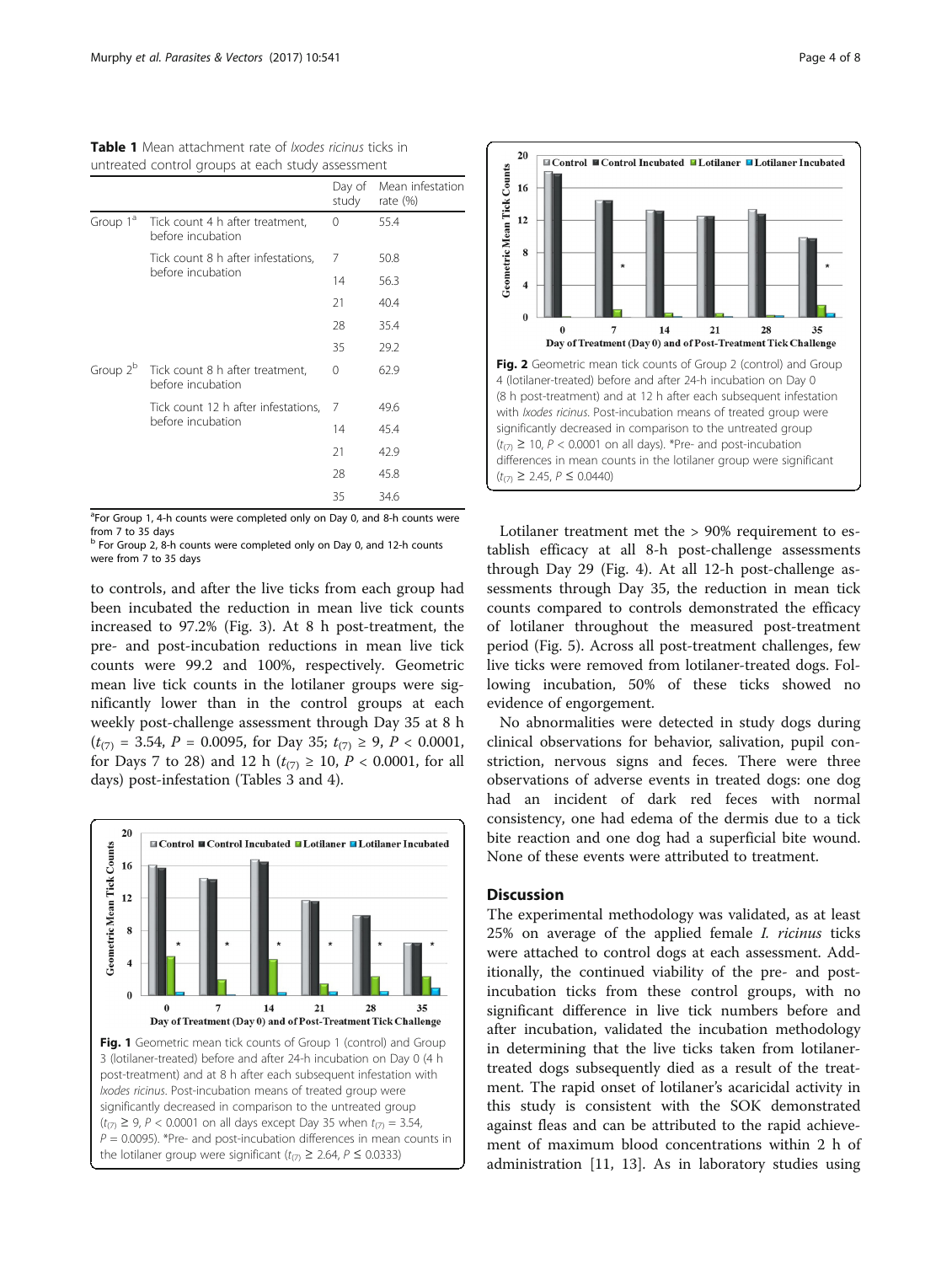**Table 1** Mean attachment rate of *Ixodes ricinus* ticks in untreated control groups at each study assessment

| | | Day of study | Mean infestation rate (%) |
|---|---|---|---|
| Group 1[a] | Tick count 4 h after treatment, before incubation | 0 | 55.4 |
| | Tick count 8 h after infestations, before incubation | 7 | 50.8 |
| | | 14 | 56.3 |
| | | 21 | 40.4 |
| | | 28 | 35.4 |
| | | 35 | 29.2 |
| Group 2[b] | Tick count 8 h after treatment, before incubation | 0 | 62.9 |
| | Tick count 12 h after infestations, before incubation | 7 | 49.6 |
| | | 14 | 45.4 |
| | | 21 | 42.9 |
| | | 28 | 45.8 |
| | | 35 | 34.6 |

[a]For Group 1, 4-h counts were completed only on Day 0, and 8-h counts were from 7 to 35 days

[b] For Group 2, 8-h counts were completed only on Day 0, and 12-h counts were from 7 to 35 days

to controls, and after the live ticks from each group had been incubated the reduction in mean live tick counts increased to 97.2% (Fig. 3). At 8 h post-treatment, the pre- and post-incubation reductions in mean live tick counts were 99.2 and 100%, respectively. Geometric mean live tick counts in the lotilaner groups were significantly lower than in the control groups at each weekly post-challenge assessment through Day 35 at 8 h ($t_{(7)} = 3.54$, $P = 0.0095$, for Day 35; $t_{(7)} \geq 9$, $P < 0.0001$, for Days 7 to 28) and 12 h ($t_{(7)} \geq 10$, $P < 0.0001$, for all days) post-infestation (Tables 3 and 4).

Fig. 1 Geometric mean tick counts of Group 1 (control) and Group 3 (lotilaner-treated) before and after 24-h incubation on Day 0 (4 h post-treatment) and at 8 h after each subsequent infestation with *Ixodes ricinus*. Post-incubation means of treated group were significantly decreased in comparison to the untreated group ($t_{(7)} \geq 9$, $P < 0.0001$ on all days except Day 35 when $t_{(7)} = 3.54$, $P = 0.0095$). *Pre- and post-incubation differences in mean counts in the lotilaner group were significant ($t_{(7)} \geq 2.64$, $P \leq 0.0333$)

Fig. 2 Geometric mean tick counts of Group 2 (control) and Group 4 (lotilaner-treated) before and after 24-h incubation on Day 0 (8 h post-treatment) and at 12 h after each subsequent infestation with *Ixodes ricinus*. Post-incubation means of treated group were significantly decreased in comparison to the untreated group ($t_{(7)} \geq 10$, $P < 0.0001$ on all days). *Pre- and post-incubation differences in mean counts in the lotilaner group were significant ($t_{(7)} \geq 2.45$, $P \leq 0.0440$)

Lotilaner treatment met the > 90% requirement to establish efficacy at all 8-h post-challenge assessments through Day 29 (Fig. 4). At all 12-h post-challenge assessments through Day 35, the reduction in mean tick counts compared to controls demonstrated the efficacy of lotilaner throughout the measured post-treatment period (Fig. 5). Across all post-treatment challenges, few live ticks were removed from lotilaner-treated dogs. Following incubation, 50% of these ticks showed no evidence of engorgement.

No abnormalities were detected in study dogs during clinical observations for behavior, salivation, pupil constriction, nervous signs and feces. There were three observations of adverse events in treated dogs: one dog had an incident of dark red feces with normal consistency, one had edema of the dermis due to a tick bite reaction and one dog had a superficial bite wound. None of these events were attributed to treatment.

## Discussion

The experimental methodology was validated, as at least 25% on average of the applied female *I. ricinus* ticks were attached to control dogs at each assessment. Additionally, the continued viability of the pre- and post-incubation ticks from these control groups, with no significant difference in live tick numbers before and after incubation, validated the incubation methodology in determining that the live ticks taken from lotilaner-treated dogs subsequently died as a result of the treatment. The rapid onset of lotilaner's acaricidal activity in this study is consistent with the SOK demonstrated against fleas and can be attributed to the rapid achievement of maximum blood concentrations within 2 h of administration [11, 13]. As in laboratory studies using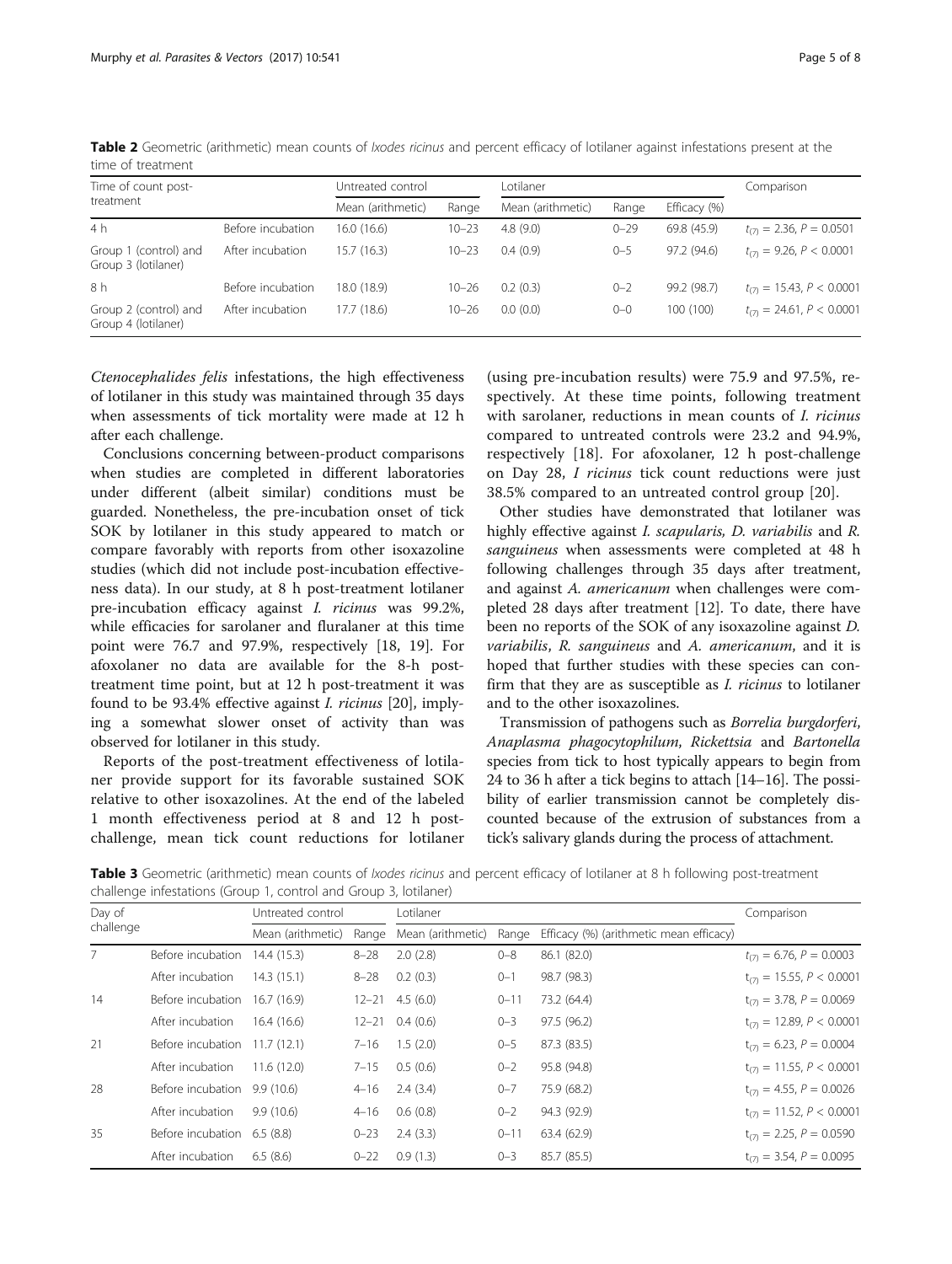**Table 2** Geometric (arithmetic) mean counts of *Ixodes ricinus* and percent efficacy of lotilaner against infestations present at the time of treatment

| Time of count post-treatment | | Untreated control | | Lotilaner | | | Comparison |
|---|---|---|---|---|---|---|---|
| | | Mean (arithmetic) | Range | Mean (arithmetic) | Range | Efficacy (%) | |
| 4 h | Before incubation | 16.0 (16.6) | 10–23 | 4.8 (9.0) | 0–29 | 69.8 (45.9) | $t_{(7)} = 2.36, P = 0.0501$ |
| Group 1 (control) and Group 3 (lotilaner) | After incubation | 15.7 (16.3) | 10–23 | 0.4 (0.9) | 0–5 | 97.2 (94.6) | $t_{(7)} = 9.26, P < 0.0001$ |
| 8 h | Before incubation | 18.0 (18.9) | 10–26 | 0.2 (0.3) | 0–2 | 99.2 (98.7) | $t_{(7)} = 15.43, P < 0.0001$ |
| Group 2 (control) and Group 4 (lotilaner) | After incubation | 17.7 (18.6) | 10–26 | 0.0 (0.0) | 0–0 | 100 (100) | $t_{(7)} = 24.61, P < 0.0001$ |

*Ctenocephalides felis* infestations, the high effectiveness of lotilaner in this study was maintained through 35 days when assessments of tick mortality were made at 12 h after each challenge.

Conclusions concerning between-product comparisons when studies are completed in different laboratories under different (albeit similar) conditions must be guarded. Nonetheless, the pre-incubation onset of tick SOK by lotilaner in this study appeared to match or compare favorably with reports from other isoxazoline studies (which did not include post-incubation effectiveness data). In our study, at 8 h post-treatment lotilaner pre-incubation efficacy against *I. ricinus* was 99.2%, while efficacies for sarolaner and fluralaner at this time point were 76.7 and 97.9%, respectively [18, 19]. For afoxolaner no data are available for the 8-h post-treatment time point, but at 12 h post-treatment it was found to be 93.4% effective against *I. ricinus* [20], implying a somewhat slower onset of activity than was observed for lotilaner in this study.

Reports of the post-treatment effectiveness of lotilaner provide support for its favorable sustained SOK relative to other isoxazolines. At the end of the labeled 1 month effectiveness period at 8 and 12 h post-challenge, mean tick count reductions for lotilaner (using pre-incubation results) were 75.9 and 97.5%, respectively. At these time points, following treatment with sarolaner, reductions in mean counts of *I. ricinus* compared to untreated controls were 23.2 and 94.9%, respectively [18]. For afoxolaner, 12 h post-challenge on Day 28, *I ricinus* tick count reductions were just 38.5% compared to an untreated control group [20].

Other studies have demonstrated that lotilaner was highly effective against *I. scapularis, D. variabilis* and *R. sanguineus* when assessments were completed at 48 h following challenges through 35 days after treatment, and against *A. americanum* when challenges were completed 28 days after treatment [12]. To date, there have been no reports of the SOK of any isoxazoline against *D. variabilis*, *R. sanguineus* and *A. americanum*, and it is hoped that further studies with these species can confirm that they are as susceptible as *I. ricinus* to lotilaner and to the other isoxazolines.

Transmission of pathogens such as *Borrelia burgdorferi*, *Anaplasma phagocytophilum*, *Rickettsia* and *Bartonella* species from tick to host typically appears to begin from 24 to 36 h after a tick begins to attach [14–16]. The possibility of earlier transmission cannot be completely discounted because of the extrusion of substances from a tick's salivary glands during the process of attachment.

**Table 3** Geometric (arithmetic) mean counts of *Ixodes ricinus* and percent efficacy of lotilaner at 8 h following post-treatment challenge infestations (Group 1, control and Group 3, lotilaner)

| Day of challenge | | Untreated control | | Lotilaner | | | Comparison |
|---|---|---|---|---|---|---|---|
| | | Mean (arithmetic) | Range | Mean (arithmetic) | Range | Efficacy (%) (arithmetic mean efficacy) | |
| 7 | Before incubation | 14.4 (15.3) | 8–28 | 2.0 (2.8) | 0–8 | 86.1 (82.0) | $t_{(7)} = 6.76, P = 0.0003$ |
| | After incubation | 14.3 (15.1) | 8–28 | 0.2 (0.3) | 0–1 | 98.7 (98.3) | $t_{(7)} = 15.55, P < 0.0001$ |
| 14 | Before incubation | 16.7 (16.9) | 12–21 | 4.5 (6.0) | 0–11 | 73.2 (64.4) | $t_{(7)} = 3.78, P = 0.0069$ |
| | After incubation | 16.4 (16.6) | 12–21 | 0.4 (0.6) | 0–3 | 97.5 (96.2) | $t_{(7)} = 12.89, P < 0.0001$ |
| 21 | Before incubation | 11.7 (12.1) | 7–16 | 1.5 (2.0) | 0–5 | 87.3 (83.5) | $t_{(7)} = 6.23, P = 0.0004$ |
| | After incubation | 11.6 (12.0) | 7–15 | 0.5 (0.6) | 0–2 | 95.8 (94.8) | $t_{(7)} = 11.55, P < 0.0001$ |
| 28 | Before incubation | 9.9 (10.6) | 4–16 | 2.4 (3.4) | 0–7 | 75.9 (68.2) | $t_{(7)} = 4.55, P = 0.0026$ |
| | After incubation | 9.9 (10.6) | 4–16 | 0.6 (0.8) | 0–2 | 94.3 (92.9) | $t_{(7)} = 11.52, P < 0.0001$ |
| 35 | Before incubation | 6.5 (8.8) | 0–23 | 2.4 (3.3) | 0–11 | 63.4 (62.9) | $t_{(7)} = 2.25, P = 0.0590$ |
| | After incubation | 6.5 (8.6) | 0–22 | 0.9 (1.3) | 0–3 | 85.7 (85.5) | $t_{(7)} = 3.54, P = 0.0095$ |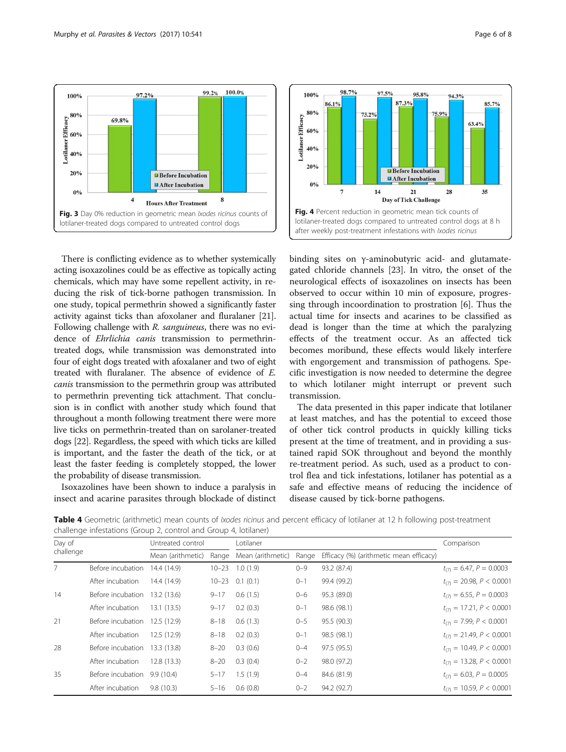Fig. 3 Day 0% reduction in geometric mean *Ixodes ricinus* counts of lotilaner-treated dogs compared to untreated control dogs

Fig. 4 Percent reduction in geometric mean tick counts of lotilaner-treated dogs compared to untreated control dogs at 8 h after weekly post-treatment infestations with *Ixodes ricinus*

There is conflicting evidence as to whether systemically acting isoxazolines could be as effective as topically acting chemicals, which may have some repellent activity, in reducing the risk of tick-borne pathogen transmission. In one study, topical permethrin showed a significantly faster activity against ticks than afoxolaner and fluralaner [21]. Following challenge with *R. sanguineus*, there was no evidence of *Ehrlichia canis* transmission to permethrin-treated dogs, while transmission was demonstrated into four of eight dogs treated with afoxalaner and two of eight treated with fluralaner. The absence of evidence of *E. canis* transmission to the permethrin group was attributed to permethrin preventing tick attachment. That conclusion is in conflict with another study which found that throughout a month following treatment there were more live ticks on permethrin-treated than on sarolaner-treated dogs [22]. Regardless, the speed with which ticks are killed is important, and the faster the death of the tick, or at least the faster feeding is completely stopped, the lower the probability of disease transmission.

Isoxazolines have been shown to induce a paralysis in insect and acarine parasites through blockade of distinct binding sites on γ-aminobutyric acid- and glutamate-gated chloride channels [23]. In vitro, the onset of the neurological effects of isoxazolines on insects has been observed to occur within 10 min of exposure, progressing through incoordination to prostration [6]. Thus the actual time for insects and acarines to be classified as dead is longer than the time at which the paralyzing effects of the treatment occur. As an affected tick becomes moribund, these effects would likely interfere with engorgement and transmission of pathogens. Specific investigation is now needed to determine the degree to which lotilaner might interrupt or prevent such transmission.

The data presented in this paper indicate that lotilaner at least matches, and has the potential to exceed those of other tick control products in quickly killing ticks present at the time of treatment, and in providing a sustained rapid SOK throughout and beyond the monthly re-treatment period. As such, used as a product to control flea and tick infestations, lotilaner has potential as a safe and effective means of reducing the incidence of disease caused by tick-borne pathogens.

**Table 4** Geometric (arithmetic) mean counts of *Ixodes ricinus* and percent efficacy of lotilaner at 12 h following post-treatment challenge infestations (Group 2, control and Group 4, lotilaner)

| Day of challenge | | Untreated control | | Lotilaner | | | Comparison |
|---|---|---|---|---|---|---|---|
| | | Mean (arithmetic) | Range | Mean (arithmetic) | Range | Efficacy (%) (arithmetic mean efficacy) | |
| 7 | Before incubation | 14.4 (14.9) | 10–23 | 1.0 (1.9) | 0–9 | 93.2 (87.4) | $t_{(7)} = 6.47$, $P = 0.0003$ |
| | After incubation | 14.4 (14.9) | 10–23 | 0.1 (0.1) | 0–1 | 99.4 (99.2) | $t_{(7)} = 20.98$, $P < 0.0001$ |
| 14 | Before incubation | 13.2 (13.6) | 9–17 | 0.6 (1.5) | 0–6 | 95.3 (89.0) | $t_{(7)} = 6.55$, $P = 0.0003$ |
| | After incubation | 13.1 (13.5) | 9–17 | 0.2 (0.3) | 0–1 | 98.6 (98.1) | $t_{(7)} = 17.21$, $P < 0.0001$ |
| 21 | Before incubation | 12.5 (12.9) | 8–18 | 0.6 (1.3) | 0–5 | 95.5 (90.3) | $t_{(7)} = 7.99$, $P < 0.0001$ |
| | After incubation | 12.5 (12.9) | 8–18 | 0.2 (0.3) | 0–1 | 98.5 (98.1) | $t_{(7)} = 21.49$, $P < 0.0001$ |
| 28 | Before incubation | 13.3 (13.8) | 8–20 | 0.3 (0.6) | 0–4 | 97.5 (95.5) | $t_{(7)} = 10.49$, $P < 0.0001$ |
| | After incubation | 12.8 (13.3) | 8–20 | 0.3 (0.4) | 0–2 | 98.0 (97.2) | $t_{(7)} = 13.28$, $P < 0.0001$ |
| 35 | Before incubation | 9.9 (10.4) | 5–17 | 1.5 (1.9) | 0–4 | 84.6 (81.9) | $t_{(7)} = 6.03$, $P = 0.0005$ |
| | After incubation | 9.8 (10.3) | 5–16 | 0.6 (0.8) | 0–2 | 94.2 (92.7) | $t_{(7)} = 10.59$, $P < 0.0001$ |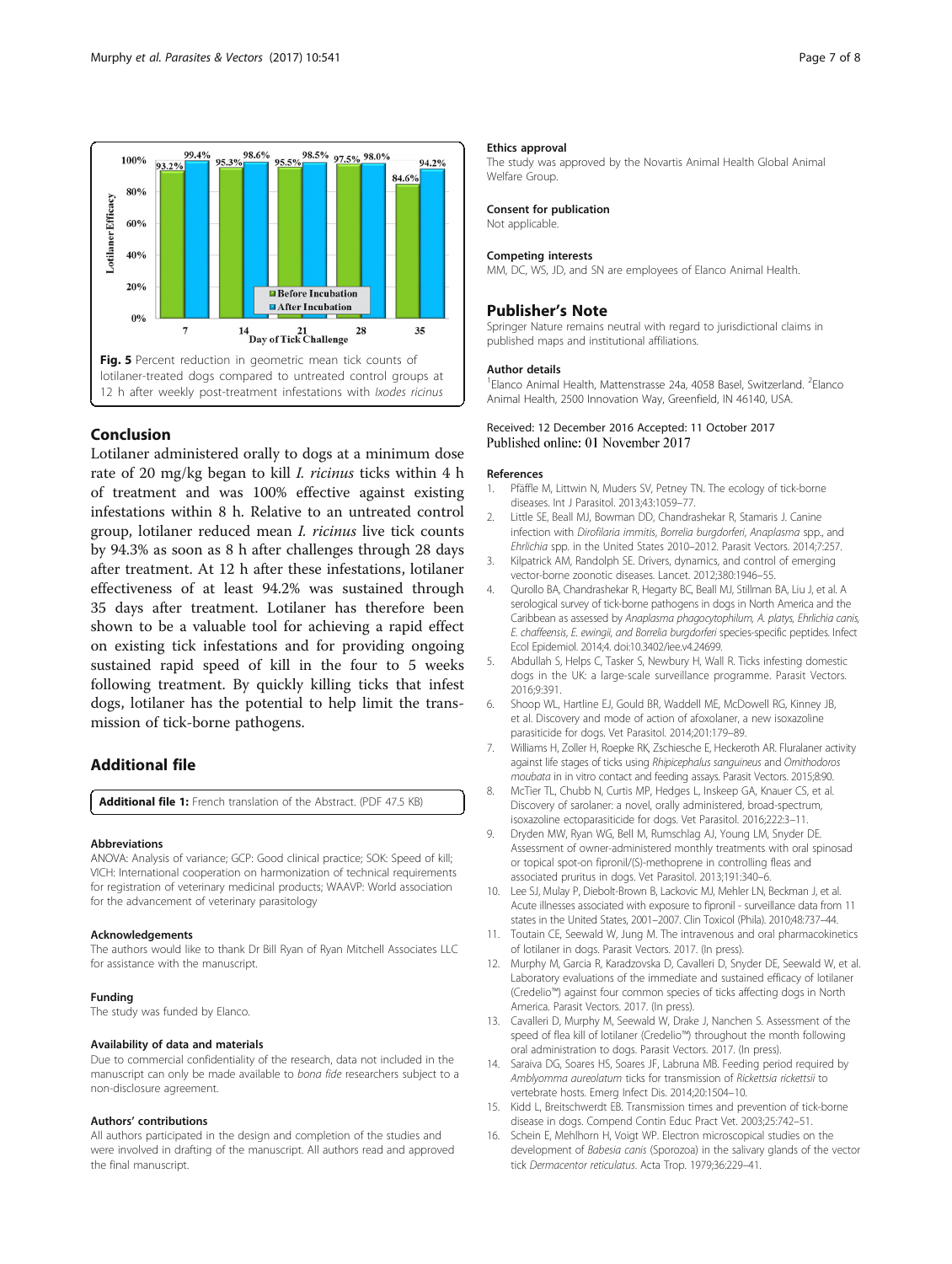Fig. 5 Percent reduction in geometric mean tick counts of lotilaner-treated dogs compared to untreated control groups at 12 h after weekly post-treatment infestations with *Ixodes ricinus*

## Conclusion

Lotilaner administered orally to dogs at a minimum dose rate of 20 mg/kg began to kill *I. ricinus* ticks within 4 h of treatment and was 100% effective against existing infestations within 8 h. Relative to an untreated control group, lotilaner reduced mean *I. ricinus* live tick counts by 94.3% as soon as 8 h after challenges through 28 days after treatment. At 12 h after these infestations, lotilaner effectiveness of at least 94.2% was sustained through 35 days after treatment. Lotilaner has therefore been shown to be a valuable tool for achieving a rapid effect on existing tick infestations and for providing ongoing sustained rapid speed of kill in the four to 5 weeks following treatment. By quickly killing ticks that infest dogs, lotilaner has the potential to help limit the transmission of tick-borne pathogens.

## Additional file

**Additional file 1:** French translation of the Abstract. (PDF 47.5 KB)

#### Abbreviations

ANOVA: Analysis of variance; GCP: Good clinical practice; SOK: Speed of kill; VICH: International cooperation on harmonization of technical requirements for registration of veterinary medicinal products; WAAVP: World association for the advancement of veterinary parasitology

#### Acknowledgements

The authors would like to thank Dr Bill Ryan of Ryan Mitchell Associates LLC for assistance with the manuscript.

#### Funding

The study was funded by Elanco.

#### Availability of data and materials

Due to commercial confidentiality of the research, data not included in the manuscript can only be made available to *bona fide* researchers subject to a non-disclosure agreement.

#### Authors' contributions

All authors participated in the design and completion of the studies and were involved in drafting of the manuscript. All authors read and approved the final manuscript.

#### Ethics approval

The study was approved by the Novartis Animal Health Global Animal Welfare Group.

#### Consent for publication

Not applicable.

#### Competing interests

MM, DC, WS, JD, and SN are employees of Elanco Animal Health.

## Publisher's Note

Springer Nature remains neutral with regard to jurisdictional claims in published maps and institutional affiliations.

#### Author details

[1]Elanco Animal Health, Mattenstrasse 24a, 4058 Basel, Switzerland. [2]Elanco Animal Health, 2500 Innovation Way, Greenfield, IN 46140, USA.

Received: 12 December 2016 Accepted: 11 October 2017
Published online: 01 November 2017

#### References

1. Pfäffle M, Littwin N, Muders SV, Petney TN. The ecology of tick-borne diseases. Int J Parasitol. 2013;43:1059–77.
2. Little SE, Beall MJ, Bowman DD, Chandrashekar R, Stamaris J. Canine infection with *Dirofilaria immitis*, *Borrelia burgdorferi*, *Anaplasma* spp., and *Ehrlichia* spp. in the United States 2010–2012. Parasit Vectors. 2014;7:257.
3. Kilpatrick AM, Randolph SE. Drivers, dynamics, and control of emerging vector-borne zoonotic diseases. Lancet. 2012;380:1946–55.
4. Qurollo BA, Chandrashekar R, Hegarty BC, Beall MJ, Stillman BA, Liu J, et al. A serological survey of tick-borne pathogens in dogs in North America and the Caribbean as assessed by *Anaplasma phagocytophilum*, *A. platys*, *Ehrlichia canis*, *E. chaffeensis*, *E. ewingii*, and *Borrelia burgdorferi* species-specific peptides. Infect Ecol Epidemiol. 2014;4. doi:10.3402/iee.v4.24699.
5. Abdullah S, Helps C, Tasker S, Newbury H, Wall R. Ticks infesting domestic dogs in the UK: a large-scale surveillance programme. Parasit Vectors. 2016;9:391.
6. Shoop WL, Hartline EJ, Gould BR, Waddell ME, McDowell RG, Kinney JB, et al. Discovery and mode of action of afoxolaner, a new isoxazoline parasiticide for dogs. Vet Parasitol. 2014;201:179–89.
7. Williams H, Zoller H, Roepke RK, Zschiesche E, Heckeroth AR. Fluralaner activity against life stages of ticks using *Rhipicephalus sanguineus* and *Ornithodoros moubata* in in vitro contact and feeding assays. Parasit Vectors. 2015;8:90.
8. McTier TL, Chubb N, Curtis MP, Hedges L, Inskeep GA, Knauer CS, et al. Discovery of sarolaner: a novel, orally administered, broad-spectrum, isoxazoline ectoparasiticide for dogs. Vet Parasitol. 2016;222:3–11.
9. Dryden MW, Ryan WG, Bell M, Rumschlag AJ, Young LM, Snyder DE. Assessment of owner-administered monthly treatments with oral spinosad or topical spot-on fipronil/(S)-methoprene in controlling fleas and associated pruritus in dogs. Vet Parasitol. 2013;191:340–6.
10. Lee SJ, Mulay P, Diebolt-Brown B, Lackovic MJ, Mehler LN, Beckman J, et al. Acute illnesses associated with exposure to fipronil - surveillance data from 11 states in the United States, 2001–2007. Clin Toxicol (Phila). 2010;48:737–44.
11. Toutain CE, Seewald W, Jung M. The intravenous and oral pharmacokinetics of lotilaner in dogs. Parasit Vectors. 2017. (In press).
12. Murphy M, Garcia R, Karadzovska D, Cavalleri D, Snyder DE, Seewald W, et al. Laboratory evaluations of the immediate and sustained efficacy of lotilaner (Credelio™) against four common species of ticks affecting dogs in North America. Parasit Vectors. 2017. (In press).
13. Cavalleri D, Murphy M, Seewald W, Drake J, Nanchen S. Assessment of the speed of flea kill of lotilaner (Credelio™) throughout the month following oral administration to dogs. Parasit Vectors. 2017. (In press).
14. Saraiva DG, Soares HS, Soares JF, Labruna MB. Feeding period required by *Amblyomma aureolatum* ticks for transmission of *Rickettsia rickettsii* to vertebrate hosts. Emerg Infect Dis. 2014;20:1504–10.
15. Kidd L, Breitschwerdt EB. Transmission times and prevention of tick-borne disease in dogs. Compend Contin Educ Pract Vet. 2003;25:742–51.
16. Schein E, Mehlhorn H, Voigt WP. Electron microscopical studies on the development of *Babesia canis* (Sporozoa) in the salivary glands of the vector tick *Dermacentor reticulatus*. Acta Trop. 1979;36:229–41.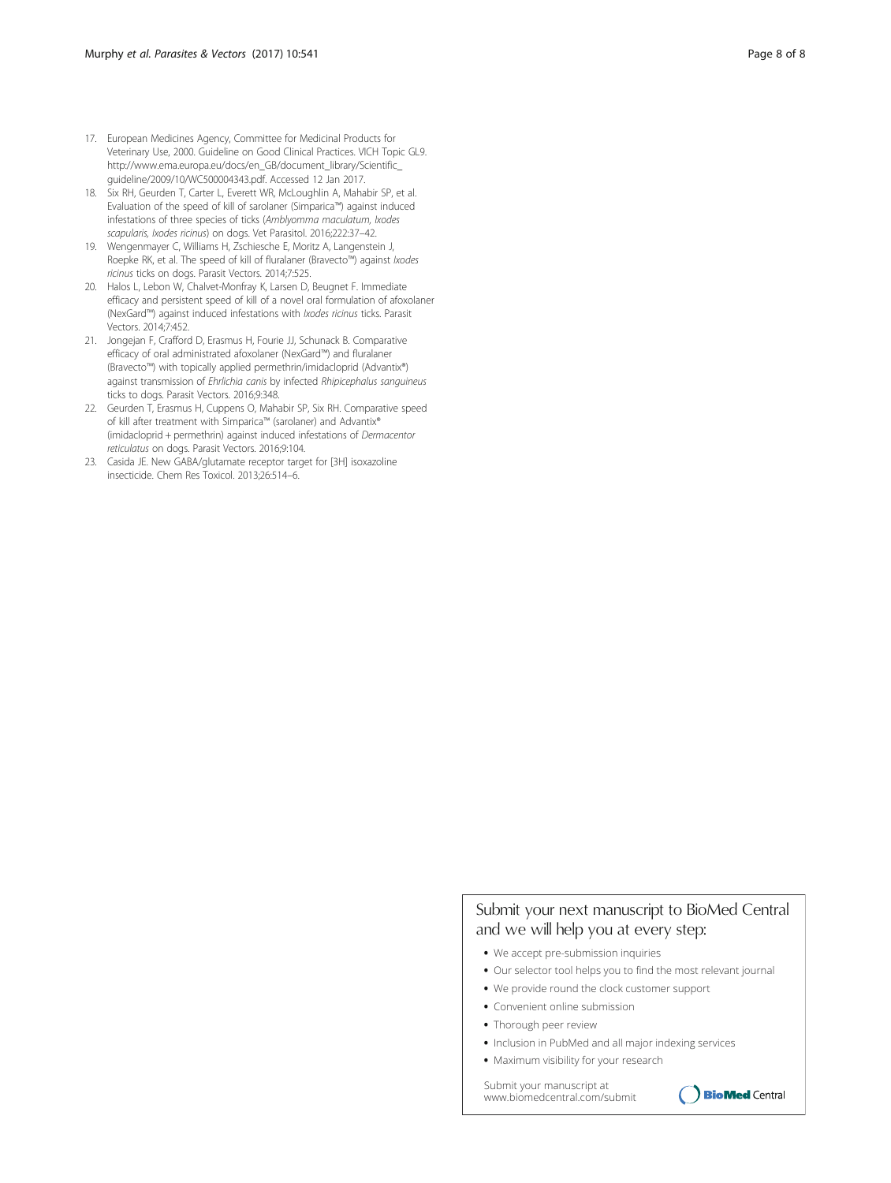17. European Medicines Agency, Committee for Medicinal Products for Veterinary Use, 2000. Guideline on Good Clinical Practices. VICH Topic GL9. http://www.ema.europa.eu/docs/en_GB/document_library/Scientific_guideline/2009/10/WC500004343.pdf. Accessed 12 Jan 2017.
18. Six RH, Geurden T, Carter L, Everett WR, McLoughlin A, Mahabir SP, et al. Evaluation of the speed of kill of sarolaner (Simparica™) against induced infestations of three species of ticks (*Amblyomma maculatum, Ixodes scapularis, Ixodes ricinus*) on dogs. Vet Parasitol. 2016;222:37–42.
19. Wengenmayer C, Williams H, Zschiesche E, Moritz A, Langenstein J, Roepke RK, et al. The speed of kill of fluralaner (Bravecto™) against *Ixodes ricinus* ticks on dogs. Parasit Vectors. 2014;7:525.
20. Halos L, Lebon W, Chalvet-Monfray K, Larsen D, Beugnet F. Immediate efficacy and persistent speed of kill of a novel oral formulation of afoxolaner (NexGard™) against induced infestations with *Ixodes ricinus* ticks. Parasit Vectors. 2014;7:452.
21. Jongejan F, Crafford D, Erasmus H, Fourie JJ, Schunack B. Comparative efficacy of oral administrated afoxolaner (NexGard™) and fluralaner (Bravecto™) with topically applied permethrin/imidacloprid (Advantix®) against transmission of *Ehrlichia canis* by infected *Rhipicephalus sanguineus* ticks to dogs. Parasit Vectors. 2016;9:348.
22. Geurden T, Erasmus H, Cuppens O, Mahabir SP, Six RH. Comparative speed of kill after treatment with Simparica™ (sarolaner) and Advantix® (imidacloprid + permethrin) against induced infestations of *Dermacentor reticulatus* on dogs. Parasit Vectors. 2016;9:104.
23. Casida JE. New GABA/glutamate receptor target for [3H] isoxazoline insecticide. Chem Res Toxicol. 2013;26:514–6.

Submit your next manuscript to BioMed Central and we will help you at every step:

- We accept pre-submission inquiries
- Our selector tool helps you to find the most relevant journal
- We provide round the clock customer support
- Convenient online submission
- Thorough peer review
- Inclusion in PubMed and all major indexing services
- Maximum visibility for your research

Submit your manuscript at www.biomedcentral.com/submit

BioMed Central